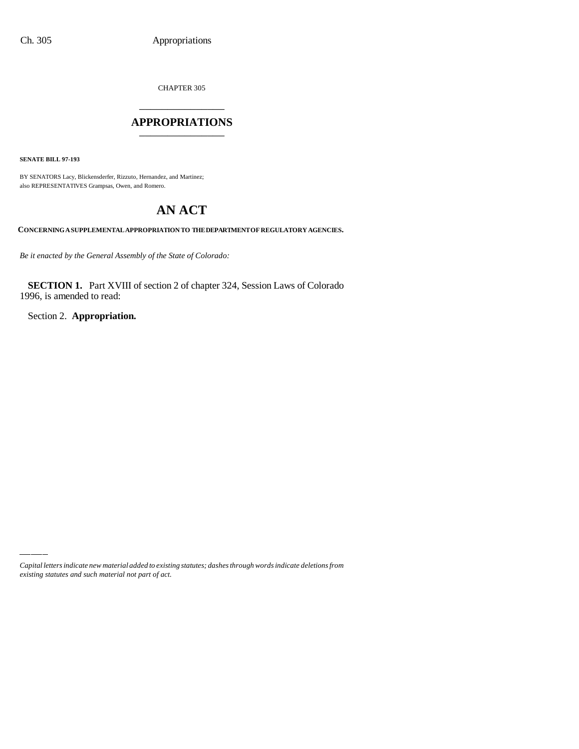CHAPTER 305

# APPROPRIATIONS

**SENATE BILL 97-193**

BY SENATORS Lacy, Blickensderfer, Rizzuto, Hernandez, and Martinez;
also REPRESENTATIVES Grampsas, Owen, and Romero.

# AN ACT

**CONCERNING A SUPPLEMENTAL APPROPRIATION TO THE DEPARTMENT OF REGULATORY AGENCIES.**

*Be it enacted by the General Assembly of the State of Colorado:*

**SECTION 1.** Part XVIII of section 2 of chapter 324, Session Laws of Colorado 1996, is amended to read:

Section 2. **Appropriation.**

*Capital letters indicate new material added to existing statutes; dashes through words indicate deletions from existing statutes and such material not part of act.*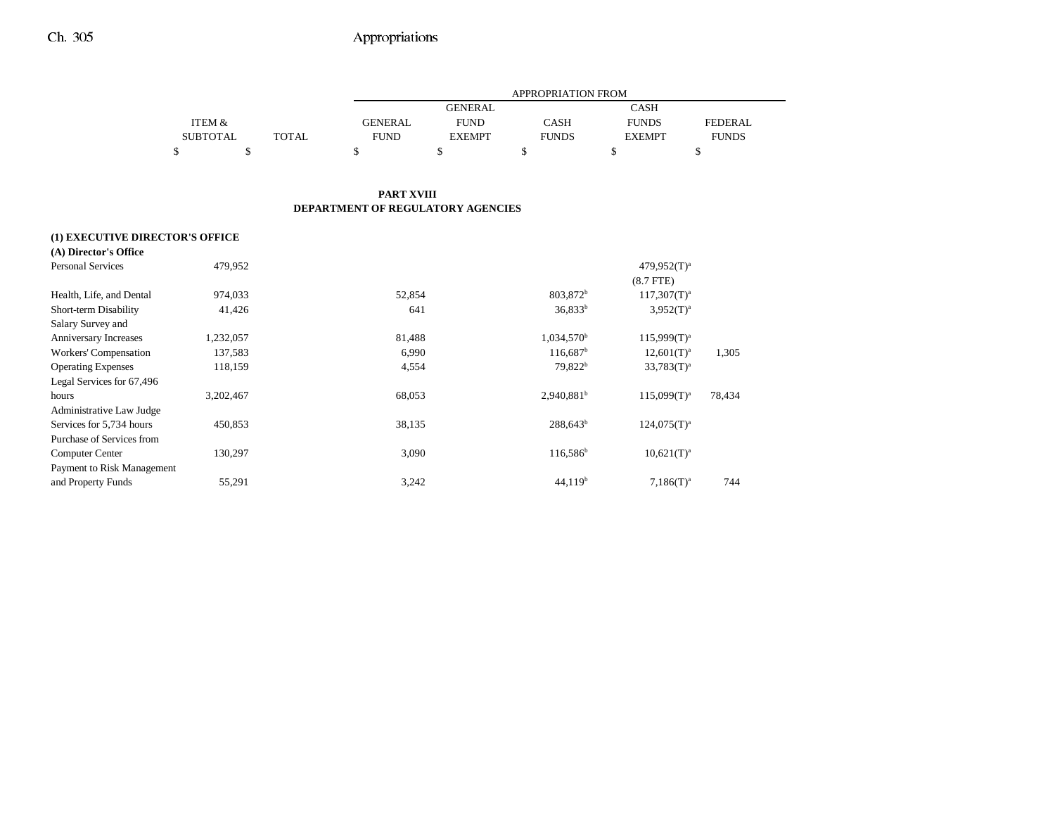| | ITEM & SUBTOTAL | TOTAL | GENERAL FUND | GENERAL FUND EXEMPT | CASH FUNDS | CASH FUNDS EXEMPT | FEDERAL FUNDS |
|---|---|---|---|---|---|---|---|
| | | | APPROPRIATION FROM | | | | |
| | $ | $ | $ | $ | $ | $ | $ |

**PART XVIII**
**DEPARTMENT OF REGULATORY AGENCIES**

**(1) EXECUTIVE DIRECTOR'S OFFICE**
**(A) Director's Office**

| | ITEM & SUBTOTAL | TOTAL | GENERAL FUND | GENERAL FUND EXEMPT | CASH FUNDS | CASH FUNDS EXEMPT | FEDERAL FUNDS |
|---|---|---|---|---|---|---|---|
| Personal Services | 479,952 | | | | | 479,952(T)[a] (8.7 FTE) | |
| Health, Life, and Dental | 974,033 | | 52,854 | | 803,872[b] | 117,307(T)[a] | |
| Short-term Disability | 41,426 | | 641 | | 36,833[b] | 3,952(T)[a] | |
| Salary Survey and Anniversary Increases | 1,232,057 | | 81,488 | | 1,034,570[b] | 115,999(T)[a] | |
| Workers' Compensation | 137,583 | | 6,990 | | 116,687[b] | 12,601(T)[a] | 1,305 |
| Operating Expenses | 118,159 | | 4,554 | | 79,822[b] | 33,783(T)[a] | |
| Legal Services for 67,496 hours | 3,202,467 | | 68,053 | | 2,940,881[b] | 115,099(T)[a] | 78,434 |
| Administrative Law Judge Services for 5,734 hours | 450,853 | | 38,135 | | 288,643[b] | 124,075(T)[a] | |
| Purchase of Services from Computer Center | 130,297 | | 3,090 | | 116,586[b] | 10,621(T)[a] | |
| Payment to Risk Management and Property Funds | 55,291 | | 3,242 | | 44,119[b] | 7,186(T)[a] | 744 |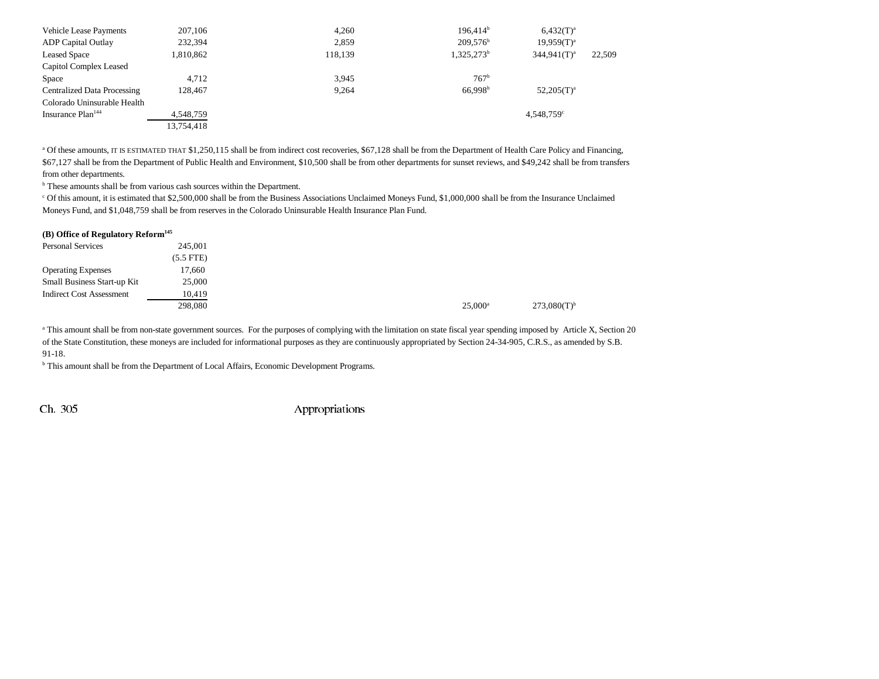| | | | | | |
|---|---|---|---|---|---|
| Vehicle Lease Payments | 207,106 | 4,260 | 196,414[b] | 6,432(T)[a] | |
| ADP Capital Outlay | 232,394 | 2,859 | 209,576[b] | 19,959(T)[a] | |
| Leased Space | 1,810,862 | 118,139 | 1,325,273[b] | 344,941(T)[a] | 22,509 |
| Capitol Complex Leased Space | 4,712 | 3,945 | 767[b] | | |
| Centralized Data Processing | 128,467 | 9,264 | 66,998[b] | 52,205(T)[a] | |
| Colorado Uninsurable Health Insurance Plan[144] | 4,548,759 | | | 4,548,759[c] | |
| | 13,754,418 | | | | |

[a] Of these amounts, IT IS ESTIMATED THAT $1,250,115 shall be from indirect cost recoveries, $67,128 shall be from the Department of Health Care Policy and Financing, $67,127 shall be from the Department of Public Health and Environment, $10,500 shall be from other departments for sunset reviews, and $49,242 shall be from transfers from other departments.

[b] These amounts shall be from various cash sources within the Department.

[c] Of this amount, it is estimated that $2,500,000 shall be from the Business Associations Unclaimed Moneys Fund, $1,000,000 shall be from the Insurance Unclaimed Moneys Fund, and $1,048,759 shall be from reserves in the Colorado Uninsurable Health Insurance Plan Fund.

**(B) Office of Regulatory Reform[145]**

| | | | | | |
|---|---|---|---|---|---|
| Personal Services | 245,001 | | | | |
| | (5.5 FTE) | | | | |
| Operating Expenses | 17,660 | | | | |
| Small Business Start-up Kit | 25,000 | | | | |
| Indirect Cost Assessment | 10,419 | | | | |
| | 298,080 | | 25,000[a] | 273,080(T)[b] | |

[a] This amount shall be from non-state government sources. For the purposes of complying with the limitation on state fiscal year spending imposed by Article X, Section 20 of the State Constitution, these moneys are included for informational purposes as they are continuously appropriated by Section 24-34-905, C.R.S., as amended by S.B. 91-18.

[b] This amount shall be from the Department of Local Affairs, Economic Development Programs.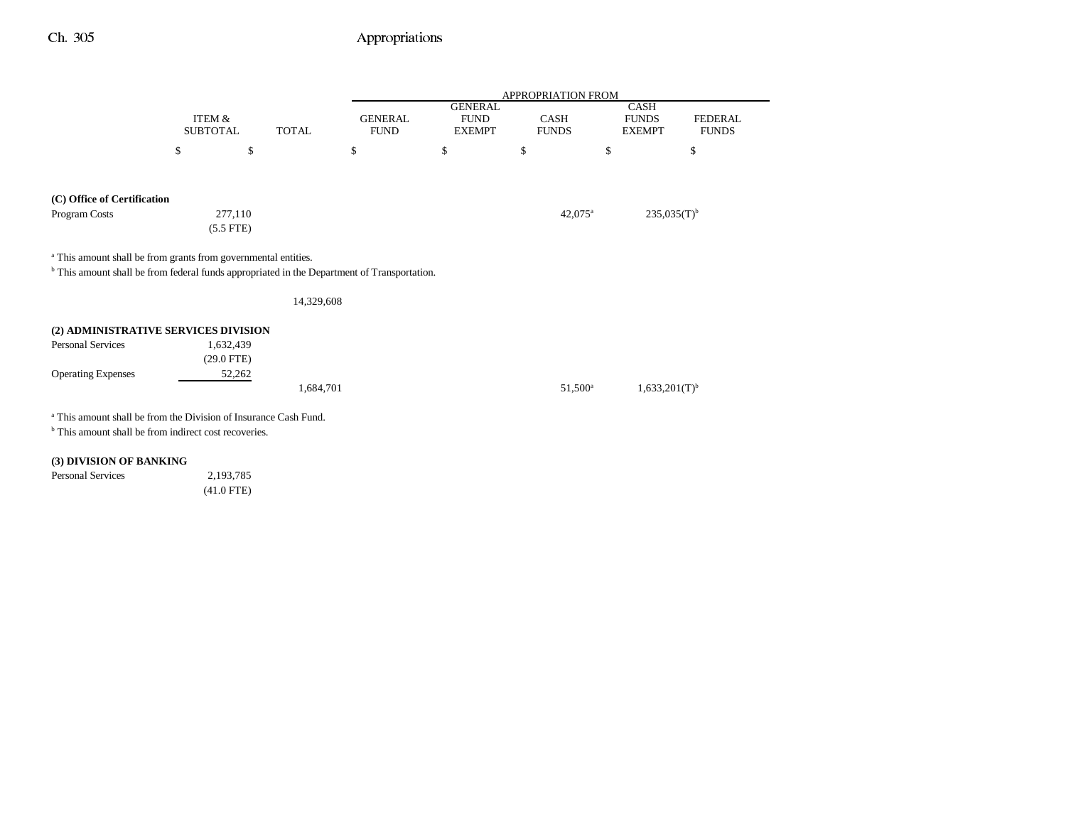| | ITEM & SUBTOTAL | TOTAL | APPROPRIATION FROM GENERAL FUND | GENERAL FUND EXEMPT | CASH FUNDS | CASH FUNDS EXEMPT | FEDERAL FUNDS |
|---|---|---|---|---|---|---|---|
| | $ | $ | $ | $ | $ | $ | $ |
| **(C) Office of Certification** | | | | | | | |
| Program Costs | 277,110 (5.5 FTE) | | | | 42,075[a] | 235,035(T)[b] | |

[a] This amount shall be from grants from governmental entities.
[b] This amount shall be from federal funds appropriated in the Department of Transportation.

| | ITEM & SUBTOTAL | TOTAL | GENERAL FUND | GENERAL FUND EXEMPT | CASH FUNDS | CASH FUNDS EXEMPT | FEDERAL FUNDS |
|---|---|---|---|---|---|---|---|
| | | 14,329,608 | | | | | |
| **(2) ADMINISTRATIVE SERVICES DIVISION** | | | | | | | |
| Personal Services | 1,632,439 (29.0 FTE) | | | | | | |
| Operating Expenses | 52,262 | | | | | | |
| | | 1,684,701 | | | 51,500[a] | 1,633,201(T)[b] | |

[a] This amount shall be from the Division of Insurance Cash Fund.
[b] This amount shall be from indirect cost recoveries.

| | ITEM & SUBTOTAL | TOTAL | GENERAL FUND | GENERAL FUND EXEMPT | CASH FUNDS | CASH FUNDS EXEMPT | FEDERAL FUNDS |
|---|---|---|---|---|---|---|---|
| **(3) DIVISION OF BANKING** | | | | | | | |
| Personal Services | 2,193,785 (41.0 FTE) | | | | | | |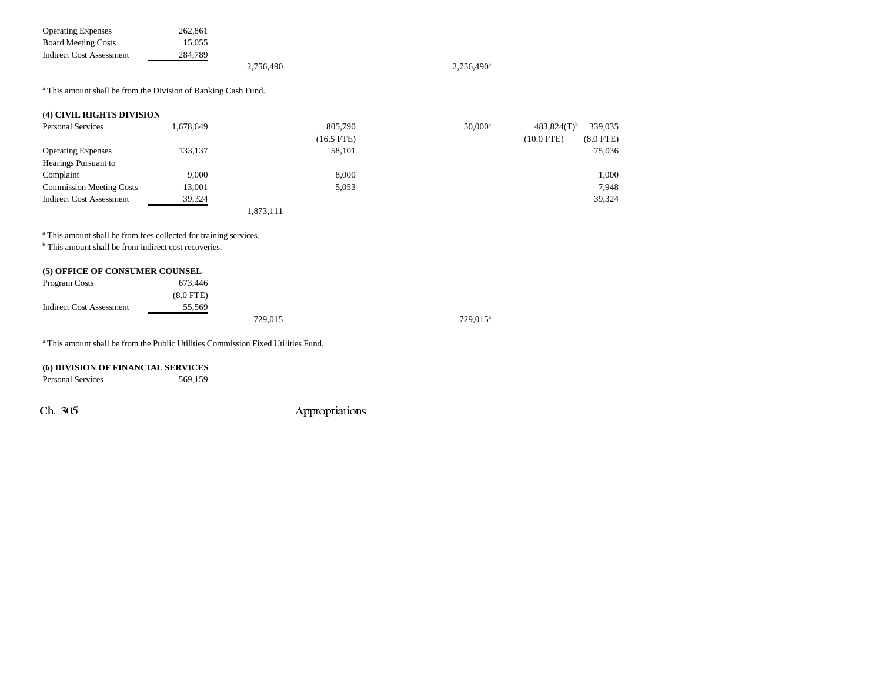| | | | | | | |
|---|---|---|---|---|---|---|
| Operating Expenses | 262,861 | | | | | |
| Board Meeting Costs | 15,055 | | | | | |
| Indirect Cost Assessment | 284,789 | | | | | |
| | | 2,756,490 | | 2,756,490[a] | | |

[a] This amount shall be from the Division of Banking Cash Fund.

**(4) CIVIL RIGHTS DIVISION**

| | | | | | | |
|---|---|---|---|---|---|---|
| Personal Services | 1,678,649 | | 805,790 | 50,000[a] | 483,824(T)[b] | 339,035 |
| | | | (16.5 FTE) | | (10.0 FTE) | (8.0 FTE) |
| Operating Expenses | 133,137 | | 58,101 | | | 75,036 |
| Hearings Pursuant to Complaint | 9,000 | | 8,000 | | | 1,000 |
| Commission Meeting Costs | 13,001 | | 5,053 | | | 7,948 |
| Indirect Cost Assessment | 39,324 | | | | | 39,324 |
| | | 1,873,111 | | | | |

[a] This amount shall be from fees collected for training services.
[b] This amount shall be from indirect cost recoveries.

**(5) OFFICE OF CONSUMER COUNSEL**

| | | | | | | |
|---|---|---|---|---|---|---|
| Program Costs | 673,446 | | | | | |
| | (8.0 FTE) | | | | | |
| Indirect Cost Assessment | 55,569 | | | | | |
| | | 729,015 | | 729,015[a] | | |

[a] This amount shall be from the Public Utilities Commission Fixed Utilities Fund.

**(6) DIVISION OF FINANCIAL SERVICES**

| | | | | | | |
|---|---|---|---|---|---|---|
| Personal Services | 569,159 | | | | | |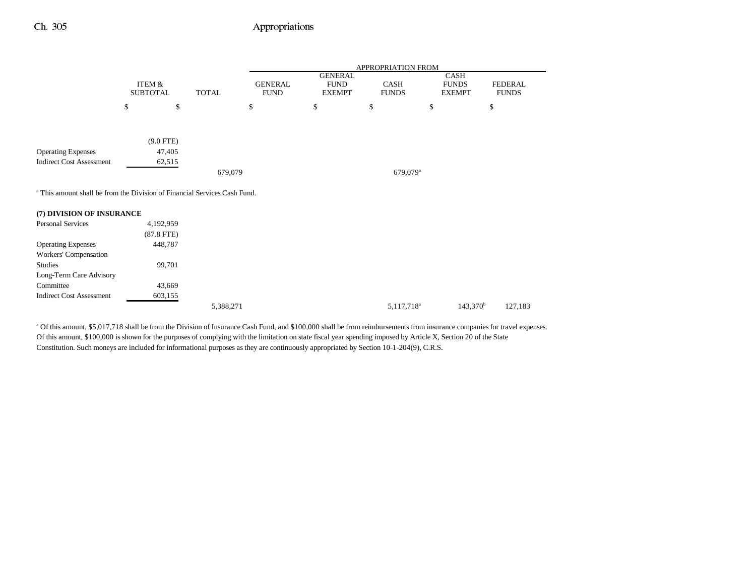| | ITEM & SUBTOTAL | TOTAL | GENERAL FUND | GENERAL FUND EXEMPT | CASH FUNDS | CASH FUNDS EXEMPT | FEDERAL FUNDS |
|---|---|---|---|---|---|---|---|
| | | | APPROPRIATION FROM | | | | |
| | $ | $ | $ | $ | $ | $ | $ |
| | (9.0 FTE) | | | | | | |
| Operating Expenses | 47,405 | | | | | | |
| Indirect Cost Assessment | 62,515 | | | | | | |
| | | 679,079 | | | 679,079[a] | | |

[a] This amount shall be from the Division of Financial Services Cash Fund.

| | ITEM & SUBTOTAL | TOTAL | GENERAL FUND | GENERAL FUND EXEMPT | CASH FUNDS | CASH FUNDS EXEMPT | FEDERAL FUNDS |
|---|---|---|---|---|---|---|---|
| **(7) DIVISION OF INSURANCE** | | | | | | | |
| Personal Services | 4,192,959 | | | | | | |
| | (87.8 FTE) | | | | | | |
| Operating Expenses | 448,787 | | | | | | |
| Workers' Compensation Studies | 99,701 | | | | | | |
| Long-Term Care Advisory Committee | 43,669 | | | | | | |
| Indirect Cost Assessment | 603,155 | | | | | | |
| | | 5,388,271 | | | 5,117,718[a] | 143,370[b] | 127,183 |

[a] Of this amount, $5,017,718 shall be from the Division of Insurance Cash Fund, and $100,000 shall be from reimbursements from insurance companies for travel expenses. Of this amount, $100,000 is shown for the purposes of complying with the limitation on state fiscal year spending imposed by Article X, Section 20 of the State Constitution. Such moneys are included for informational purposes as they are continuously appropriated by Section 10-1-204(9), C.R.S.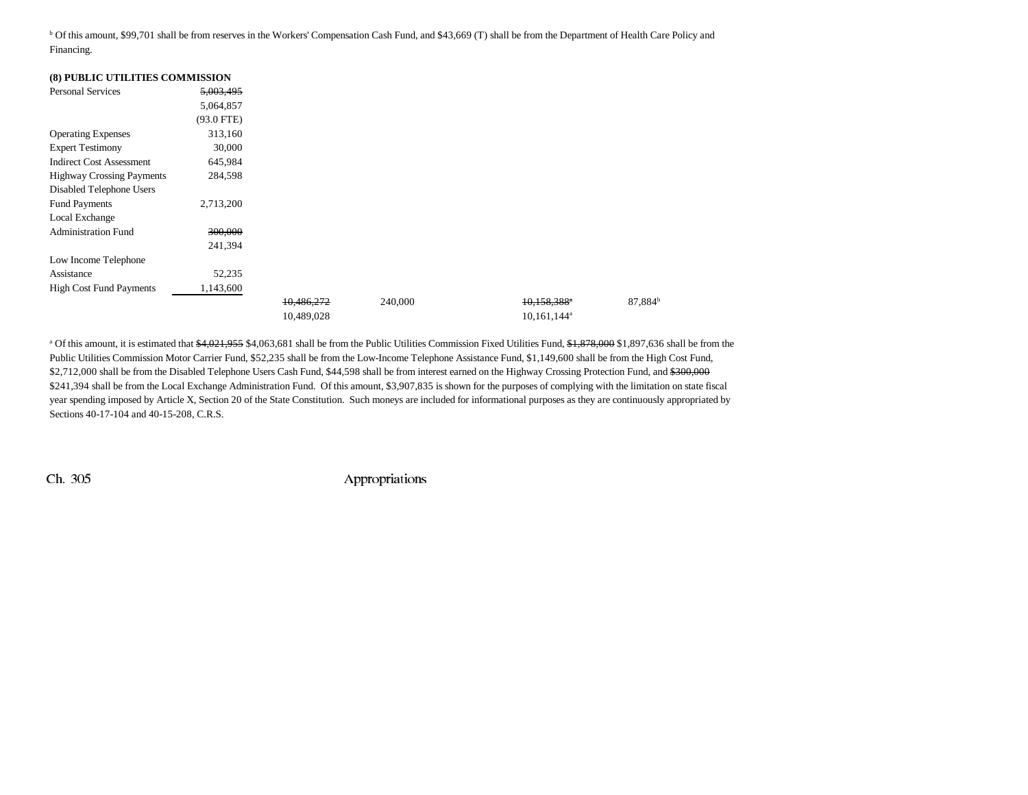[b] Of this amount, $99,701 shall be from reserves in the Workers' Compensation Cash Fund, and $43,669 (T) shall be from the Department of Health Care Policy and Financing.

**(8) PUBLIC UTILITIES COMMISSION**

| | | | | | | |
|---|---|---|---|---|---|---|
| Personal Services | ~~5,003,495~~ 5,064,857 (93.0 FTE) | | | | | |
| Operating Expenses | 313,160 | | | | | |
| Expert Testimony | 30,000 | | | | | |
| Indirect Cost Assessment | 645,984 | | | | | |
| Highway Crossing Payments | 284,598 | | | | | |
| Disabled Telephone Users Fund Payments | 2,713,200 | | | | | |
| Local Exchange Administration Fund | ~~300,000~~ 241,394 | | | | | |
| Low Income Telephone Assistance | 52,235 | | | | | |
| High Cost Fund Payments | 1,143,600 | | | | | |
| | | ~~10,486,272~~ 10,489,028 | 240,000 | | ~~10,158,388~~[a] 10,161,144[a] | 87,884[b] |

[a] Of this amount, it is estimated that ~~$4,021,955~~ $4,063,681 shall be from the Public Utilities Commission Fixed Utilities Fund, ~~$1,878,000~~ $1,897,636 shall be from the Public Utilities Commission Motor Carrier Fund, $52,235 shall be from the Low-Income Telephone Assistance Fund, $1,149,600 shall be from the High Cost Fund, $2,712,000 shall be from the Disabled Telephone Users Cash Fund, $44,598 shall be from interest earned on the Highway Crossing Protection Fund, and ~~$300,000~~ $241,394 shall be from the Local Exchange Administration Fund. Of this amount, $3,907,835 is shown for the purposes of complying with the limitation on state fiscal year spending imposed by Article X, Section 20 of the State Constitution. Such moneys are included for informational purposes as they are continuously appropriated by Sections 40-17-104 and 40-15-208, C.R.S.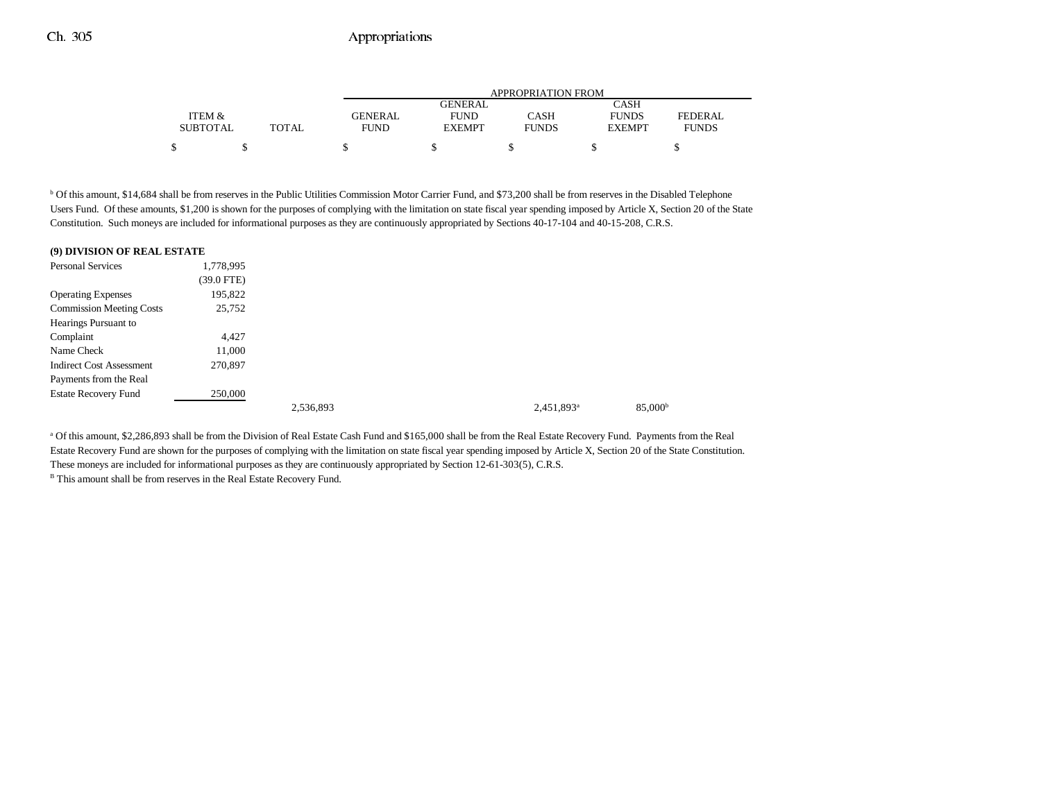| | ITEM & SUBTOTAL | TOTAL | APPROPRIATION FROM GENERAL FUND | GENERAL FUND EXEMPT | CASH FUNDS | CASH FUNDS EXEMPT | FEDERAL FUNDS |
|---|---|---|---|---|---|---|---|
| | $ | $ | $ | $ | $ | $ | $ |

[b] Of this amount, $14,684 shall be from reserves in the Public Utilities Commission Motor Carrier Fund, and $73,200 shall be from reserves in the Disabled Telephone Users Fund. Of these amounts, $1,200 is shown for the purposes of complying with the limitation on state fiscal year spending imposed by Article X, Section 20 of the State Constitution. Such moneys are included for informational purposes as they are continuously appropriated by Sections 40-17-104 and 40-15-208, C.R.S.

**(9) DIVISION OF REAL ESTATE**

| | ITEM & SUBTOTAL | TOTAL | GENERAL FUND | GENERAL FUND EXEMPT | CASH FUNDS | CASH FUNDS EXEMPT | FEDERAL FUNDS |
|---|---|---|---|---|---|---|---|
| Personal Services | 1,778,995 | | | | | | |
| | (39.0 FTE) | | | | | | |
| Operating Expenses | 195,822 | | | | | | |
| Commission Meeting Costs | 25,752 | | | | | | |
| Hearings Pursuant to Complaint | 4,427 | | | | | | |
| Name Check | 11,000 | | | | | | |
| Indirect Cost Assessment | 270,897 | | | | | | |
| Payments from the Real Estate Recovery Fund | 250,000 | | | | | | |
| | | 2,536,893 | | | 2,451,893[a] | 85,000[b] | |

[a] Of this amount, $2,286,893 shall be from the Division of Real Estate Cash Fund and $165,000 shall be from the Real Estate Recovery Fund. Payments from the Real Estate Recovery Fund are shown for the purposes of complying with the limitation on state fiscal year spending imposed by Article X, Section 20 of the State Constitution. These moneys are included for informational purposes as they are continuously appropriated by Section 12-61-303(5), C.R.S.

[B] This amount shall be from reserves in the Real Estate Recovery Fund.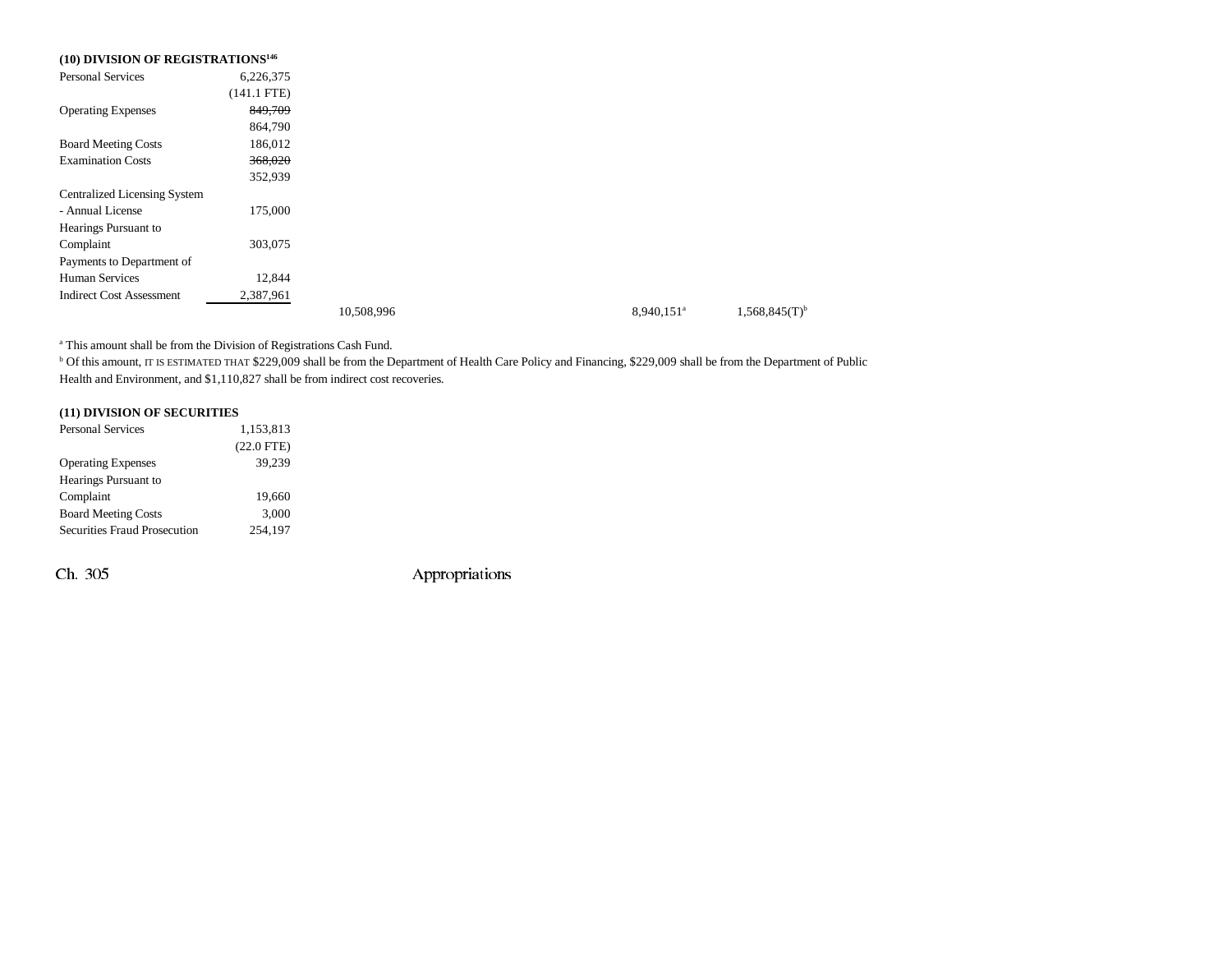**(10) DIVISION OF REGISTRATIONS[146]**

| | | | | | |
|---|---|---|---|---|---|
| Personal Services | 6,226,375 | | | | |
| | (141.1 FTE) | | | | |
| Operating Expenses | ~~849,709~~ | | | | |
| | 864,790 | | | | |
| Board Meeting Costs | 186,012 | | | | |
| Examination Costs | ~~368,020~~ | | | | |
| | 352,939 | | | | |
| Centralized Licensing System - Annual License | 175,000 | | | | |
| Hearings Pursuant to Complaint | 303,075 | | | | |
| Payments to Department of Human Services | 12,844 | | | | |
| Indirect Cost Assessment | 2,387,961 | | | | |
| | | 10,508,996 | | 8,940,151[a] | 1,568,845(T)[b] |

[a] This amount shall be from the Division of Registrations Cash Fund.

[b] Of this amount, IT IS ESTIMATED THAT $229,009 shall be from the Department of Health Care Policy and Financing, $229,009 shall be from the Department of Public Health and Environment, and $1,110,827 shall be from indirect cost recoveries.

**(11) DIVISION OF SECURITIES**

| | |
|---|---|
| Personal Services | 1,153,813 |
| | (22.0 FTE) |
| Operating Expenses | 39,239 |
| Hearings Pursuant to Complaint | 19,660 |
| Board Meeting Costs | 3,000 |
| Securities Fraud Prosecution | 254,197 |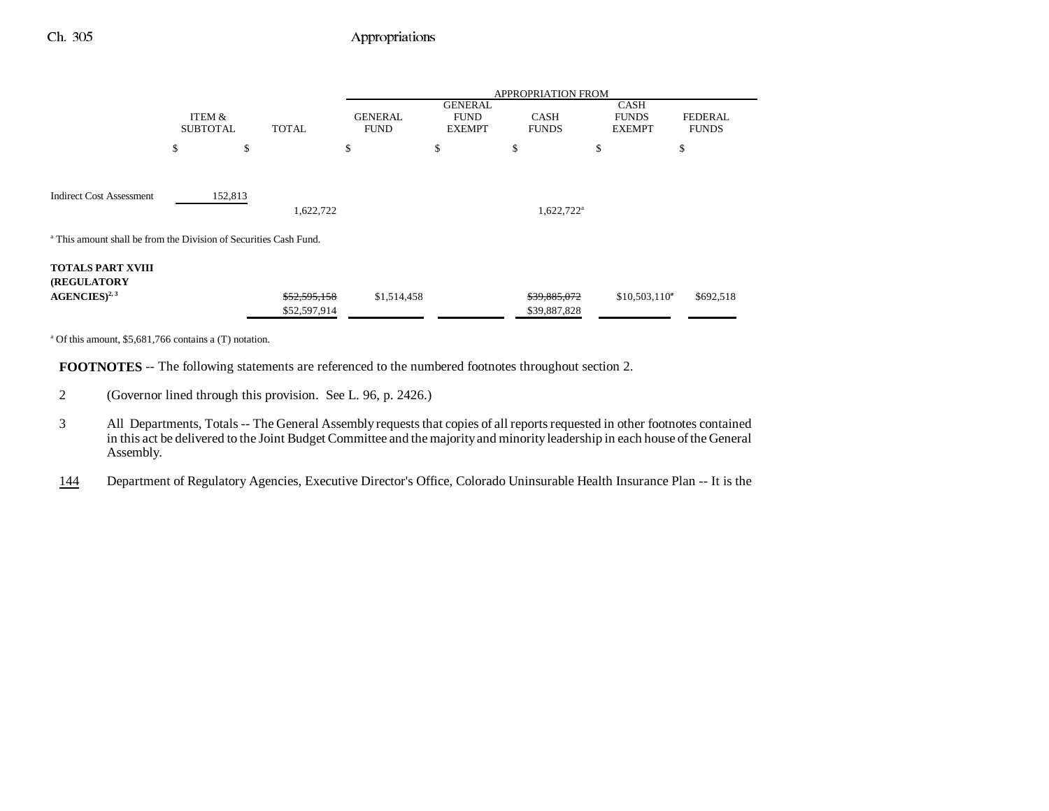| | ITEM & SUBTOTAL | TOTAL | APPROPRIATION FROM GENERAL FUND | GENERAL FUND EXEMPT | CASH FUNDS | CASH FUNDS EXEMPT | FEDERAL FUNDS |
|---|---|---|---|---|---|---|---|
| | $ | $ | $ | $ | $ | $ | $ |
| Indirect Cost Assessment | 152,813 | | | | | | |
| | | 1,622,722 | | | 1,622,722[a] | | |

[a] This amount shall be from the Division of Securities Cash Fund.

| | ITEM & SUBTOTAL | TOTAL | GENERAL FUND | GENERAL FUND EXEMPT | CASH FUNDS | CASH FUNDS EXEMPT | FEDERAL FUNDS |
|---|---|---|---|---|---|---|---|
| **TOTALS PART XVIII (REGULATORY AGENCIES)**[2, 3] | | ~~$52,595,158~~ $52,597,914 | $1,514,458 | | ~~$39,885,072~~ $39,887,828 | $10,503,110[a] | $692,518 |

[a] Of this amount, $5,681,766 contains a (T) notation.

**FOOTNOTES** -- The following statements are referenced to the numbered footnotes throughout section 2.

2 (Governor lined through this provision. See L. 96, p. 2426.)

3 All Departments, Totals -- The General Assembly requests that copies of all reports requested in other footnotes contained in this act be delivered to the Joint Budget Committee and the majority and minority leadership in each house of the General Assembly.

144 Department of Regulatory Agencies, Executive Director's Office, Colorado Uninsurable Health Insurance Plan -- It is the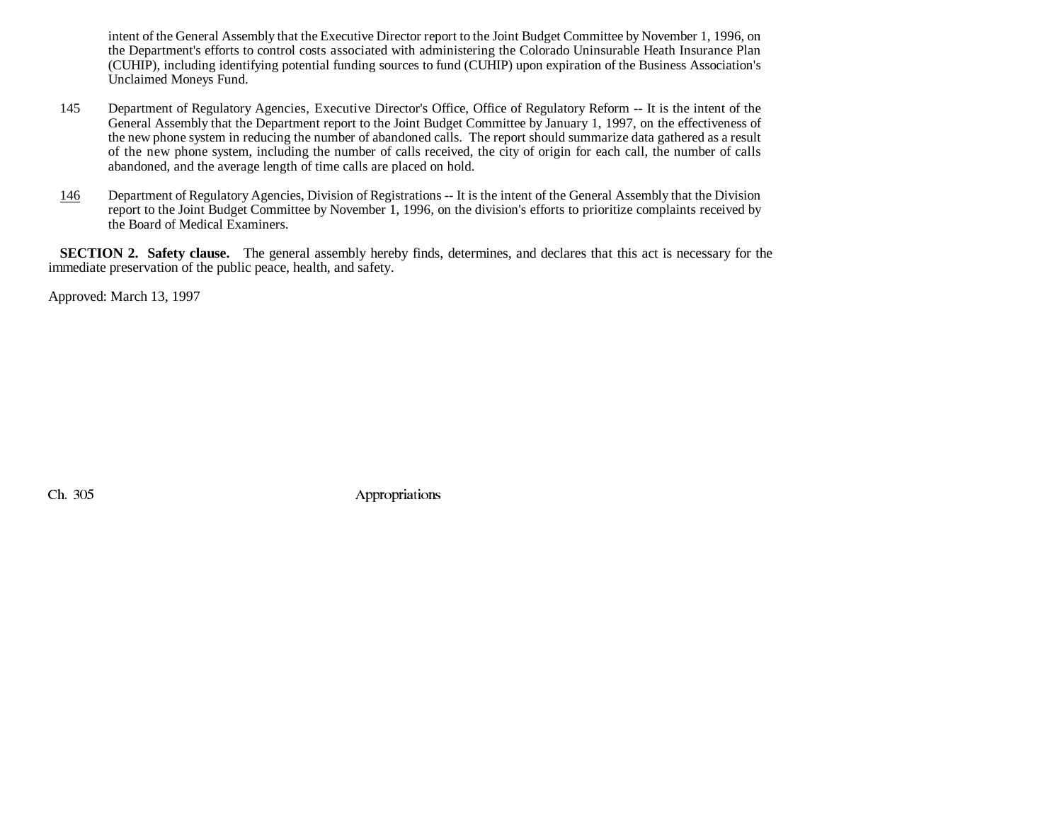intent of the General Assembly that the Executive Director report to the Joint Budget Committee by November 1, 1996, on the Department's efforts to control costs associated with administering the Colorado Uninsurable Heath Insurance Plan (CUHIP), including identifying potential funding sources to fund (CUHIP) upon expiration of the Business Association's Unclaimed Moneys Fund.

145 Department of Regulatory Agencies, Executive Director's Office, Office of Regulatory Reform -- It is the intent of the General Assembly that the Department report to the Joint Budget Committee by January 1, 1997, on the effectiveness of the new phone system in reducing the number of abandoned calls. The report should summarize data gathered as a result of the new phone system, including the number of calls received, the city of origin for each call, the number of calls abandoned, and the average length of time calls are placed on hold.

146 Department of Regulatory Agencies, Division of Registrations -- It is the intent of the General Assembly that the Division report to the Joint Budget Committee by November 1, 1996, on the division's efforts to prioritize complaints received by the Board of Medical Examiners.

**SECTION 2. Safety clause.** The general assembly hereby finds, determines, and declares that this act is necessary for the immediate preservation of the public peace, health, and safety.

Approved: March 13, 1997